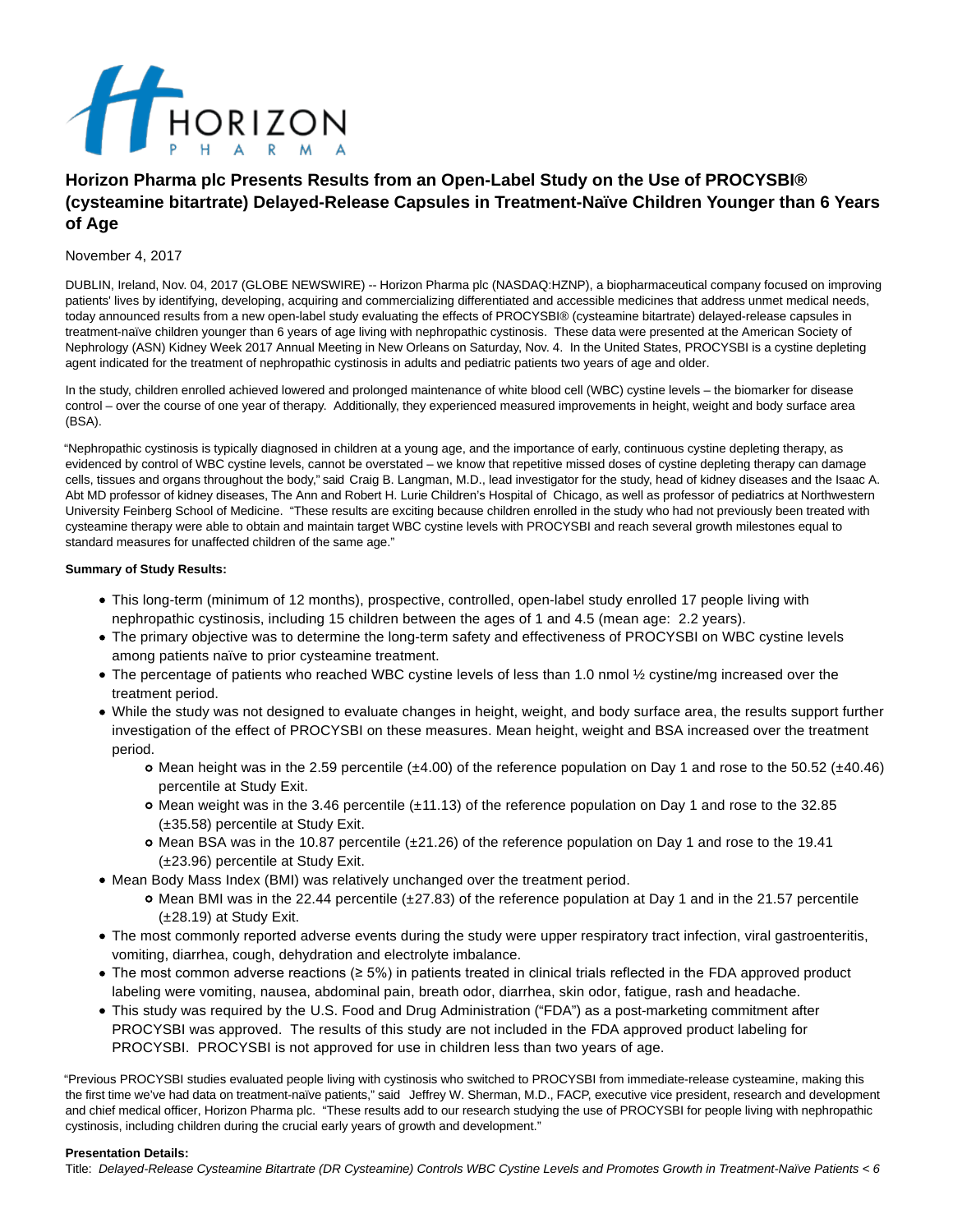# Horizon Pharma plc Presents Results from an Open-Label Study on the Use of PROCYSBI® (cysteamine bitartrate) Delayed-Release Capsules in Treatment-Naïve Children Younger than 6 Years of Age

November 4, 2017

DUBLIN, Ireland, Nov. 04, 2017 (GLOBE NEWSWIRE) -- Horizon Pharma plc (NASDAQ:HZNP), a biopharmaceutical company focused on improving patients' lives by identifying, developing, acquiring and commercializing differentiated and accessible medicines that address unmet medical needs, today announced results from a new open-label study evaluating the effects of PROCYSBI® (cysteamine bitartrate) delayed-release capsules in treatment-naïve children younger than 6 years of age living with nephropathic cystinosis. These data were presented at the American Society of Nephrology (ASN) Kidney Week 2017 Annual Meeting in New Orleans on Saturday, Nov. 4. In the United States, PROCYSBI is a cystine depleting agent indicated for the treatment of nephropathic cystinosis in adults and pediatric patients two years of age and older.

In the study, children enrolled achieved lowered and prolonged maintenance of white blood cell (WBC) cystine levels – the biomarker for disease control – over the course of one year of therapy. Additionally, they experienced measured improvements in height, weight and body surface area (BSA).

"Nephropathic cystinosis is typically diagnosed in children at a young age, and the importance of early, continuous cystine depleting therapy, as evidenced by control of WBC cystine levels, cannot be overstated – we know that repetitive missed doses of cystine depleting therapy can damage cells, tissues and organs throughout the body," said Craig B. Langman, M.D., lead investigator for the study, head of kidney diseases and the Isaac A. Abt MD professor of kidney diseases, The Ann and Robert H. Lurie Children's Hospital of Chicago, as well as professor of pediatrics at Northwestern University Feinberg School of Medicine. "These results are exciting because children enrolled in the study who had not previously been treated with cysteamine therapy were able to obtain and maintain target WBC cystine levels with PROCYSBI and reach several growth milestones equal to standard measures for unaffected children of the same age."

**Summary of Study Results:**

- This long-term (minimum of 12 months), prospective, controlled, open-label study enrolled 17 people living with nephropathic cystinosis, including 15 children between the ages of 1 and 4.5 (mean age: 2.2 years).
- The primary objective was to determine the long-term safety and effectiveness of PROCYSBI on WBC cystine levels among patients naïve to prior cysteamine treatment.
- The percentage of patients who reached WBC cystine levels of less than 1.0 nmol ½ cystine/mg increased over the treatment period.
- While the study was not designed to evaluate changes in height, weight, and body surface area, the results support further investigation of the effect of PROCYSBI on these measures. Mean height, weight and BSA increased over the treatment period.
  - Mean height was in the 2.59 percentile (±4.00) of the reference population on Day 1 and rose to the 50.52 (±40.46) percentile at Study Exit.
  - Mean weight was in the 3.46 percentile (±11.13) of the reference population on Day 1 and rose to the 32.85 (±35.58) percentile at Study Exit.
  - Mean BSA was in the 10.87 percentile (±21.26) of the reference population on Day 1 and rose to the 19.41 (±23.96) percentile at Study Exit.
- Mean Body Mass Index (BMI) was relatively unchanged over the treatment period.
  - Mean BMI was in the 22.44 percentile (±27.83) of the reference population at Day 1 and in the 21.57 percentile (±28.19) at Study Exit.
- The most commonly reported adverse events during the study were upper respiratory tract infection, viral gastroenteritis, vomiting, diarrhea, cough, dehydration and electrolyte imbalance.
- The most common adverse reactions (≥ 5%) in patients treated in clinical trials reflected in the FDA approved product labeling were vomiting, nausea, abdominal pain, breath odor, diarrhea, skin odor, fatigue, rash and headache.
- This study was required by the U.S. Food and Drug Administration ("FDA") as a post-marketing commitment after PROCYSBI was approved. The results of this study are not included in the FDA approved product labeling for PROCYSBI. PROCYSBI is not approved for use in children less than two years of age.

"Previous PROCYSBI studies evaluated people living with cystinosis who switched to PROCYSBI from immediate-release cysteamine, making this the first time we've had data on treatment-naïve patients," said Jeffrey W. Sherman, M.D., FACP, executive vice president, research and development and chief medical officer, Horizon Pharma plc. "These results add to our research studying the use of PROCYSBI for people living with nephropathic cystinosis, including children during the crucial early years of growth and development."

**Presentation Details:**

Title: *Delayed-Release Cysteamine Bitartrate (DR Cysteamine) Controls WBC Cystine Levels and Promotes Growth in Treatment-Naïve Patients < 6*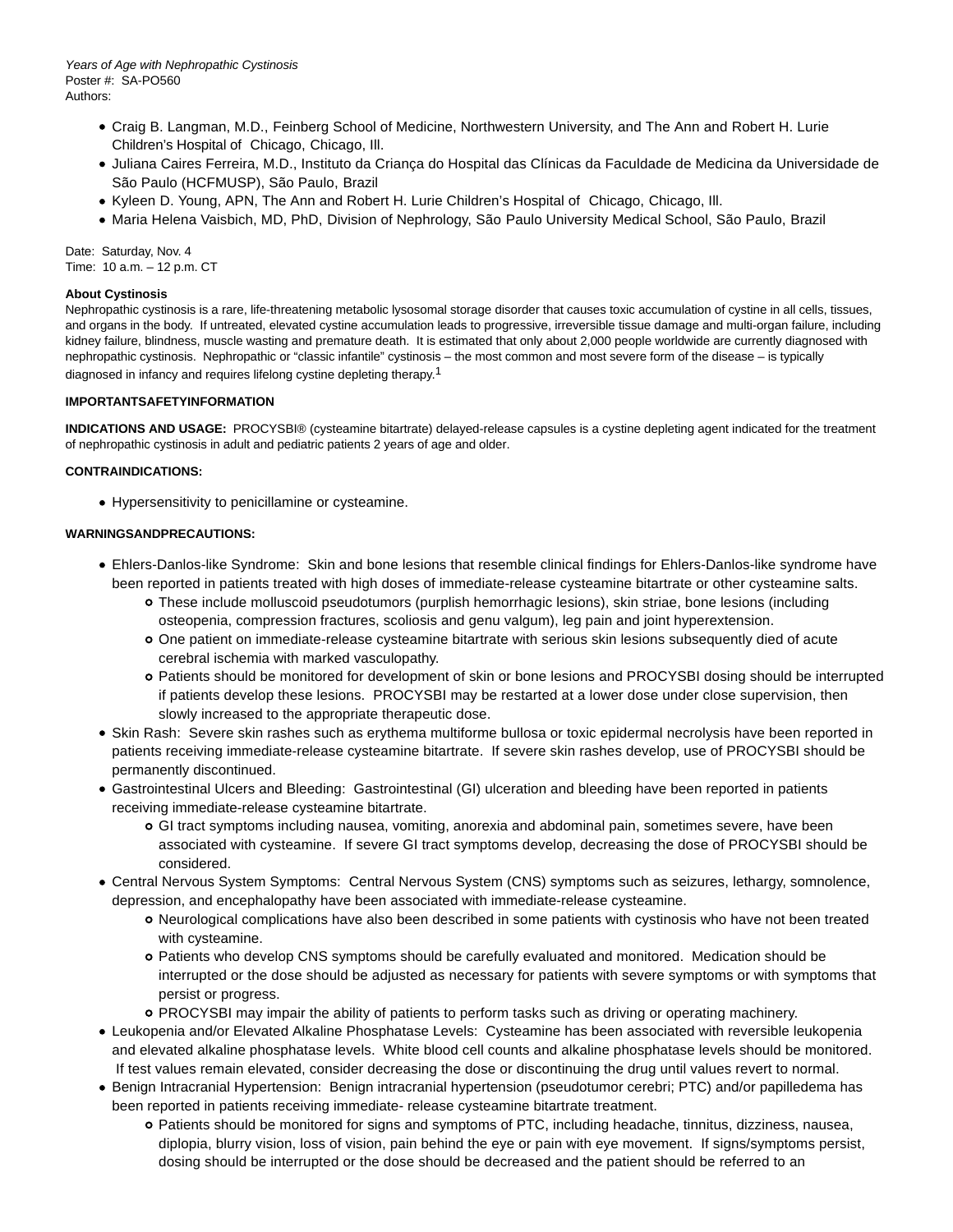*Years of Age with Nephropathic Cystinosis*
Poster #: SA-PO560
Authors:

- Craig B. Langman, M.D., Feinberg School of Medicine, Northwestern University, and The Ann and Robert H. Lurie Children's Hospital of Chicago, Chicago, Ill.
- Juliana Caires Ferreira, M.D., Instituto da Criança do Hospital das Clínicas da Faculdade de Medicina da Universidade de São Paulo (HCFMUSP), São Paulo, Brazil
- Kyleen D. Young, APN, The Ann and Robert H. Lurie Children's Hospital of Chicago, Chicago, Ill.
- Maria Helena Vaisbich, MD, PhD, Division of Nephrology, São Paulo University Medical School, São Paulo, Brazil

Date: Saturday, Nov. 4
Time: 10 a.m. – 12 p.m. CT

**About Cystinosis**
Nephropathic cystinosis is a rare, life-threatening metabolic lysosomal storage disorder that causes toxic accumulation of cystine in all cells, tissues, and organs in the body. If untreated, elevated cystine accumulation leads to progressive, irreversible tissue damage and multi-organ failure, including kidney failure, blindness, muscle wasting and premature death. It is estimated that only about 2,000 people worldwide are currently diagnosed with nephropathic cystinosis. Nephropathic or "classic infantile" cystinosis – the most common and most severe form of the disease – is typically diagnosed in infancy and requires lifelong cystine depleting therapy.[1]

**IMPORTANTSAFETYINFORMATION**

**INDICATIONS AND USAGE:** PROCYSBI® (cysteamine bitartrate) delayed-release capsules is a cystine depleting agent indicated for the treatment of nephropathic cystinosis in adult and pediatric patients 2 years of age and older.

**CONTRAINDICATIONS:**

- Hypersensitivity to penicillamine or cysteamine.

**WARNINGSANDPRECAUTIONS:**

- Ehlers-Danlos-like Syndrome: Skin and bone lesions that resemble clinical findings for Ehlers-Danlos-like syndrome have been reported in patients treated with high doses of immediate-release cysteamine bitartrate or other cysteamine salts.
  - These include molluscoid pseudotumors (purplish hemorrhagic lesions), skin striae, bone lesions (including osteopenia, compression fractures, scoliosis and genu valgum), leg pain and joint hyperextension.
  - One patient on immediate-release cysteamine bitartrate with serious skin lesions subsequently died of acute cerebral ischemia with marked vasculopathy.
  - Patients should be monitored for development of skin or bone lesions and PROCYSBI dosing should be interrupted if patients develop these lesions. PROCYSBI may be restarted at a lower dose under close supervision, then slowly increased to the appropriate therapeutic dose.
- Skin Rash: Severe skin rashes such as erythema multiforme bullosa or toxic epidermal necrolysis have been reported in patients receiving immediate-release cysteamine bitartrate. If severe skin rashes develop, use of PROCYSBI should be permanently discontinued.
- Gastrointestinal Ulcers and Bleeding: Gastrointestinal (GI) ulceration and bleeding have been reported in patients receiving immediate-release cysteamine bitartrate.
  - GI tract symptoms including nausea, vomiting, anorexia and abdominal pain, sometimes severe, have been associated with cysteamine. If severe GI tract symptoms develop, decreasing the dose of PROCYSBI should be considered.
- Central Nervous System Symptoms: Central Nervous System (CNS) symptoms such as seizures, lethargy, somnolence, depression, and encephalopathy have been associated with immediate-release cysteamine.
  - Neurological complications have also been described in some patients with cystinosis who have not been treated with cysteamine.
  - Patients who develop CNS symptoms should be carefully evaluated and monitored. Medication should be interrupted or the dose should be adjusted as necessary for patients with severe symptoms or with symptoms that persist or progress.
  - PROCYSBI may impair the ability of patients to perform tasks such as driving or operating machinery.
- Leukopenia and/or Elevated Alkaline Phosphatase Levels: Cysteamine has been associated with reversible leukopenia and elevated alkaline phosphatase levels. White blood cell counts and alkaline phosphatase levels should be monitored. If test values remain elevated, consider decreasing the dose or discontinuing the drug until values revert to normal.
- Benign Intracranial Hypertension: Benign intracranial hypertension (pseudotumor cerebri; PTC) and/or papilledema has been reported in patients receiving immediate- release cysteamine bitartrate treatment.
  - Patients should be monitored for signs and symptoms of PTC, including headache, tinnitus, dizziness, nausea, diplopia, blurry vision, loss of vision, pain behind the eye or pain with eye movement. If signs/symptoms persist, dosing should be interrupted or the dose should be decreased and the patient should be referred to an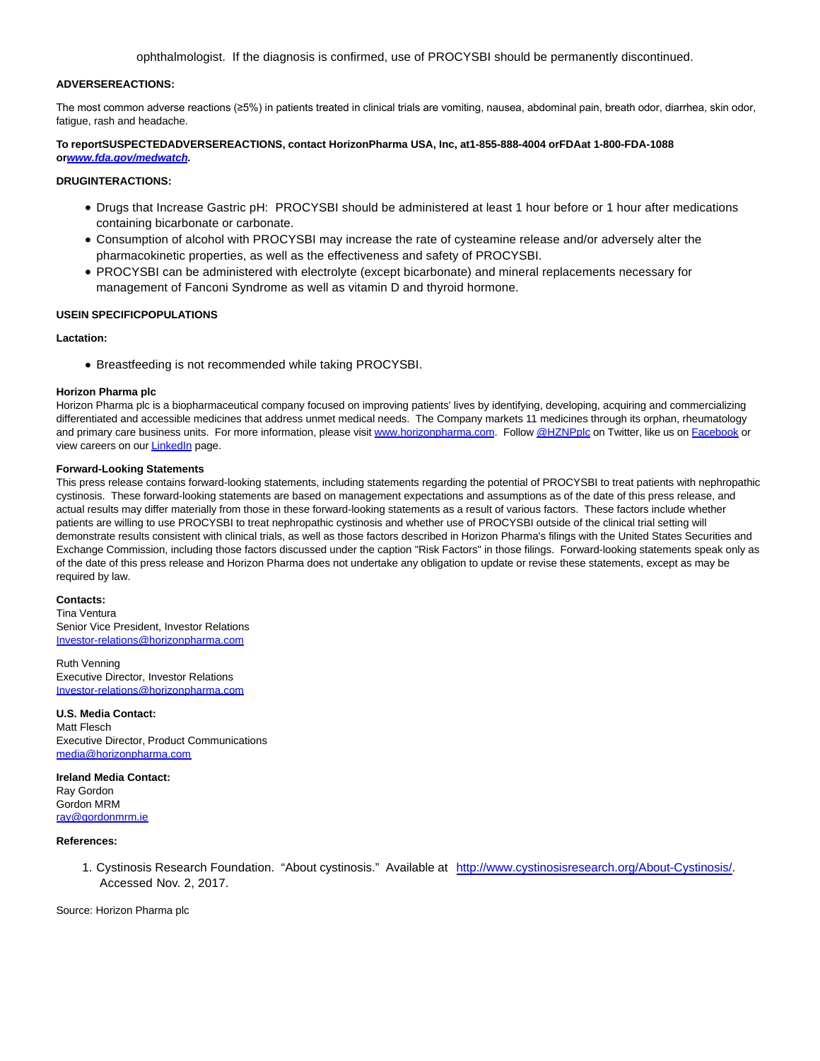ophthalmologist. If the diagnosis is confirmed, use of PROCYSBI should be permanently discontinued.

**ADVERSEREACTIONS:**

The most common adverse reactions (≥5%) in patients treated in clinical trials are vomiting, nausea, abdominal pain, breath odor, diarrhea, skin odor, fatigue, rash and headache.

**To reportSUSPECTEDADVERSEREACTIONS, contact HorizonPharma USA, Inc, at1-855-888-4004 orFDAat 1-800-FDA-1088 or*[www.fda.gov/medwatch](http://www.fda.gov/medwatch)*.**

**DRUGINTERACTIONS:**

- Drugs that Increase Gastric pH: PROCYSBI should be administered at least 1 hour before or 1 hour after medications containing bicarbonate or carbonate.
- Consumption of alcohol with PROCYSBI may increase the rate of cysteamine release and/or adversely alter the pharmacokinetic properties, as well as the effectiveness and safety of PROCYSBI.
- PROCYSBI can be administered with electrolyte (except bicarbonate) and mineral replacements necessary for management of Fanconi Syndrome as well as vitamin D and thyroid hormone.

**USEIN SPECIFICPOPULATIONS**

**Lactation:**

- Breastfeeding is not recommended while taking PROCYSBI.

**Horizon Pharma plc**
Horizon Pharma plc is a biopharmaceutical company focused on improving patients' lives by identifying, developing, acquiring and commercializing differentiated and accessible medicines that address unmet medical needs. The Company markets 11 medicines through its orphan, rheumatology and primary care business units. For more information, please visit [www.horizonpharma.com](http://www.horizonpharma.com). Follow [@HZNPplc](https://twitter.com/HZNPplc) on Twitter, like us on Facebook or view careers on our LinkedIn page.

**Forward-Looking Statements**
This press release contains forward-looking statements, including statements regarding the potential of PROCYSBI to treat patients with nephropathic cystinosis. These forward-looking statements are based on management expectations and assumptions as of the date of this press release, and actual results may differ materially from those in these forward-looking statements as a result of various factors. These factors include whether patients are willing to use PROCYSBI to treat nephropathic cystinosis and whether use of PROCYSBI outside of the clinical trial setting will demonstrate results consistent with clinical trials, as well as those factors described in Horizon Pharma's filings with the United States Securities and Exchange Commission, including those factors discussed under the caption "Risk Factors" in those filings. Forward-looking statements speak only as of the date of this press release and Horizon Pharma does not undertake any obligation to update or revise these statements, except as may be required by law.

**Contacts:**
Tina Ventura
Senior Vice President, Investor Relations
[Investor-relations@horizonpharma.com](mailto:Investor-relations@horizonpharma.com)

Ruth Venning
Executive Director, Investor Relations
[Investor-relations@horizonpharma.com](mailto:Investor-relations@horizonpharma.com)

**U.S. Media Contact:**
Matt Flesch
Executive Director, Product Communications
[media@horizonpharma.com](mailto:media@horizonpharma.com)

**Ireland Media Contact:**
Ray Gordon
Gordon MRM
[ray@gordonmrm.ie](mailto:ray@gordonmrm.ie)

**References:**

1. Cystinosis Research Foundation. "About cystinosis." Available at [http://www.cystinosisresearch.org/About-Cystinosis/](http://www.cystinosisresearch.org/About-Cystinosis/). Accessed Nov. 2, 2017.

Source: Horizon Pharma plc